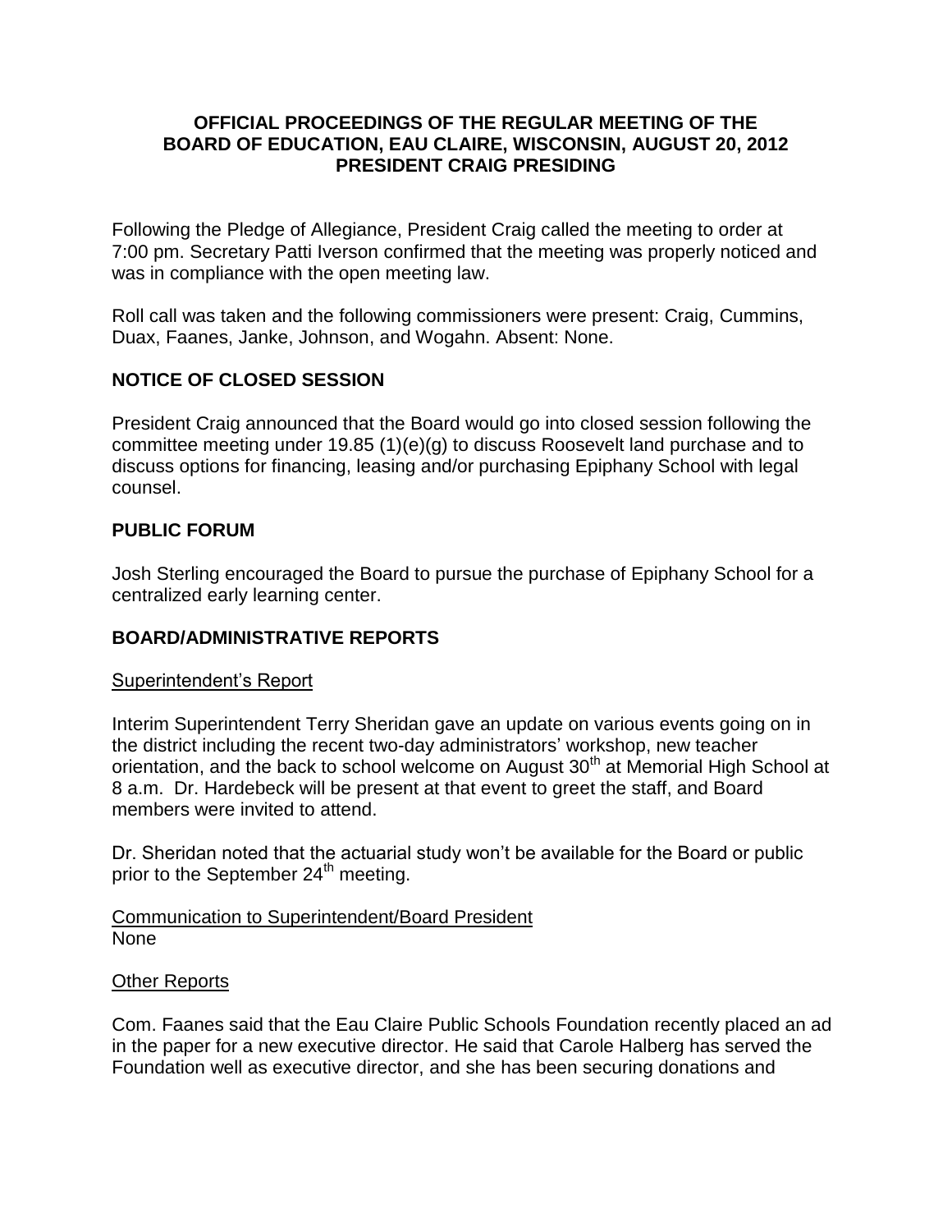**OFFICIAL PROCEEDINGS OF THE REGULAR MEETING OF THE BOARD OF EDUCATION, EAU CLAIRE, WISCONSIN, AUGUST 20, 2012 PRESIDENT CRAIG PRESIDING**

Following the Pledge of Allegiance, President Craig called the meeting to order at 7:00 pm. Secretary Patti Iverson confirmed that the meeting was properly noticed and was in compliance with the open meeting law.

Roll call was taken and the following commissioners were present: Craig, Cummins, Duax, Faanes, Janke, Johnson, and Wogahn. Absent: None.

## NOTICE OF CLOSED SESSION

President Craig announced that the Board would go into closed session following the committee meeting under 19.85 (1)(e)(g) to discuss Roosevelt land purchase and to discuss options for financing, leasing and/or purchasing Epiphany School with legal counsel.

## PUBLIC FORUM

Josh Sterling encouraged the Board to pursue the purchase of Epiphany School for a centralized early learning center.

## BOARD/ADMINISTRATIVE REPORTS

Superintendent's Report

Interim Superintendent Terry Sheridan gave an update on various events going on in the district including the recent two-day administrators' workshop, new teacher orientation, and the back to school welcome on August 30th at Memorial High School at 8 a.m. Dr. Hardebeck will be present at that event to greet the staff, and Board members were invited to attend.

Dr. Sheridan noted that the actuarial study won't be available for the Board or public prior to the September 24th meeting.

Communication to Superintendent/Board President
None

Other Reports

Com. Faanes said that the Eau Claire Public Schools Foundation recently placed an ad in the paper for a new executive director. He said that Carole Halberg has served the Foundation well as executive director, and she has been securing donations and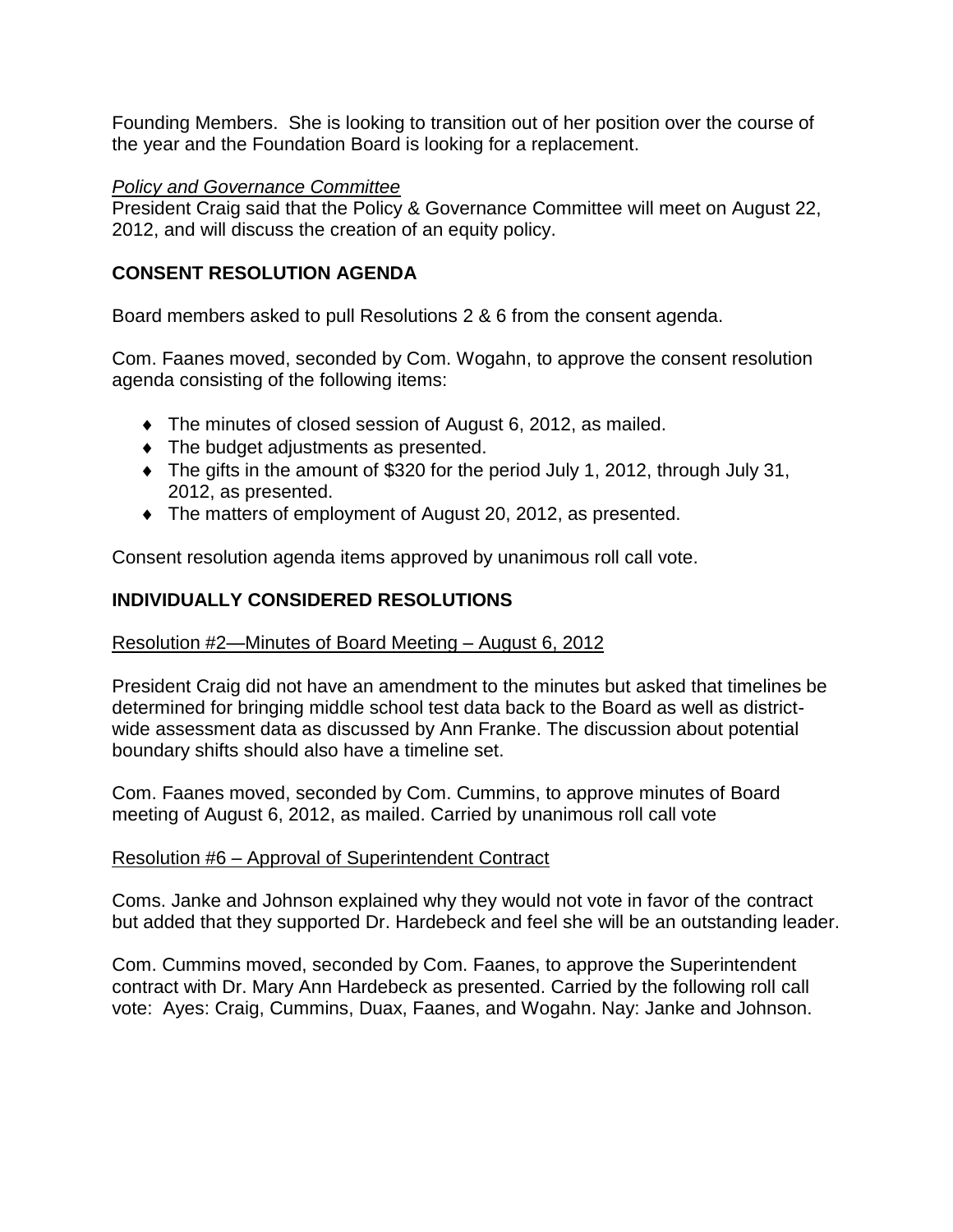Founding Members. She is looking to transition out of her position over the course of the year and the Foundation Board is looking for a replacement.

*Policy and Governance Committee*

President Craig said that the Policy & Governance Committee will meet on August 22, 2012, and will discuss the creation of an equity policy.

## CONSENT RESOLUTION AGENDA

Board members asked to pull Resolutions 2 & 6 from the consent agenda.

Com. Faanes moved, seconded by Com. Wogahn, to approve the consent resolution agenda consisting of the following items:

- The minutes of closed session of August 6, 2012, as mailed.
- The budget adjustments as presented.
- The gifts in the amount of $320 for the period July 1, 2012, through July 31, 2012, as presented.
- The matters of employment of August 20, 2012, as presented.

Consent resolution agenda items approved by unanimous roll call vote.

## INDIVIDUALLY CONSIDERED RESOLUTIONS

<u>Resolution #2—Minutes of Board Meeting – August 6, 2012</u>

President Craig did not have an amendment to the minutes but asked that timelines be determined for bringing middle school test data back to the Board as well as district-wide assessment data as discussed by Ann Franke. The discussion about potential boundary shifts should also have a timeline set.

Com. Faanes moved, seconded by Com. Cummins, to approve minutes of Board meeting of August 6, 2012, as mailed. Carried by unanimous roll call vote

<u>Resolution #6 – Approval of Superintendent Contract</u>

Coms. Janke and Johnson explained why they would not vote in favor of the contract but added that they supported Dr. Hardebeck and feel she will be an outstanding leader.

Com. Cummins moved, seconded by Com. Faanes, to approve the Superintendent contract with Dr. Mary Ann Hardebeck as presented. Carried by the following roll call vote: Ayes: Craig, Cummins, Duax, Faanes, and Wogahn. Nay: Janke and Johnson.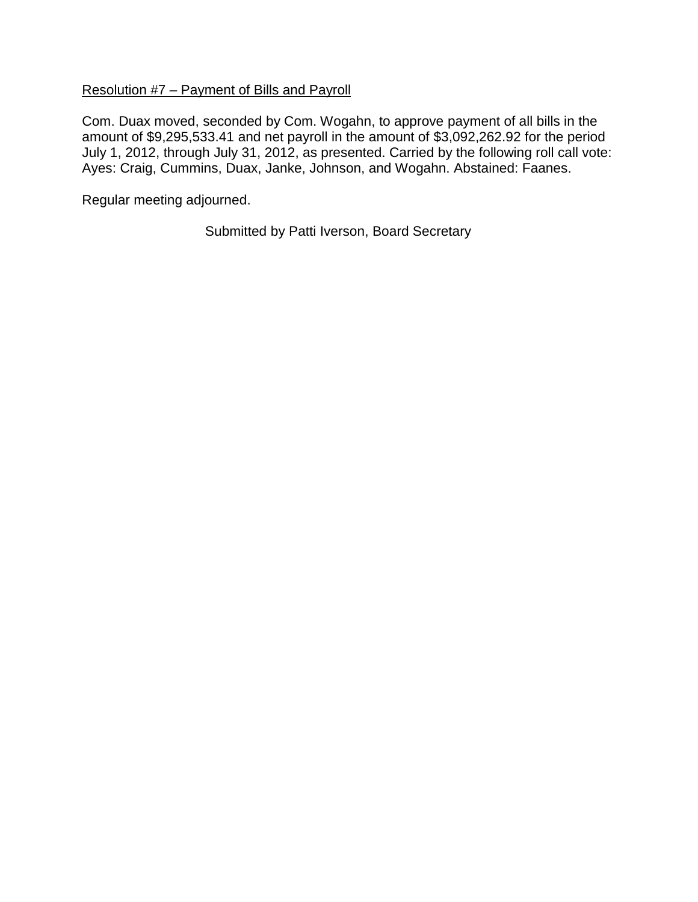Resolution #7 – Payment of Bills and Payroll

Com. Duax moved, seconded by Com. Wogahn, to approve payment of all bills in the amount of $9,295,533.41 and net payroll in the amount of $3,092,262.92 for the period July 1, 2012, through July 31, 2012, as presented. Carried by the following roll call vote: Ayes: Craig, Cummins, Duax, Janke, Johnson, and Wogahn. Abstained: Faanes.

Regular meeting adjourned.

Submitted by Patti Iverson, Board Secretary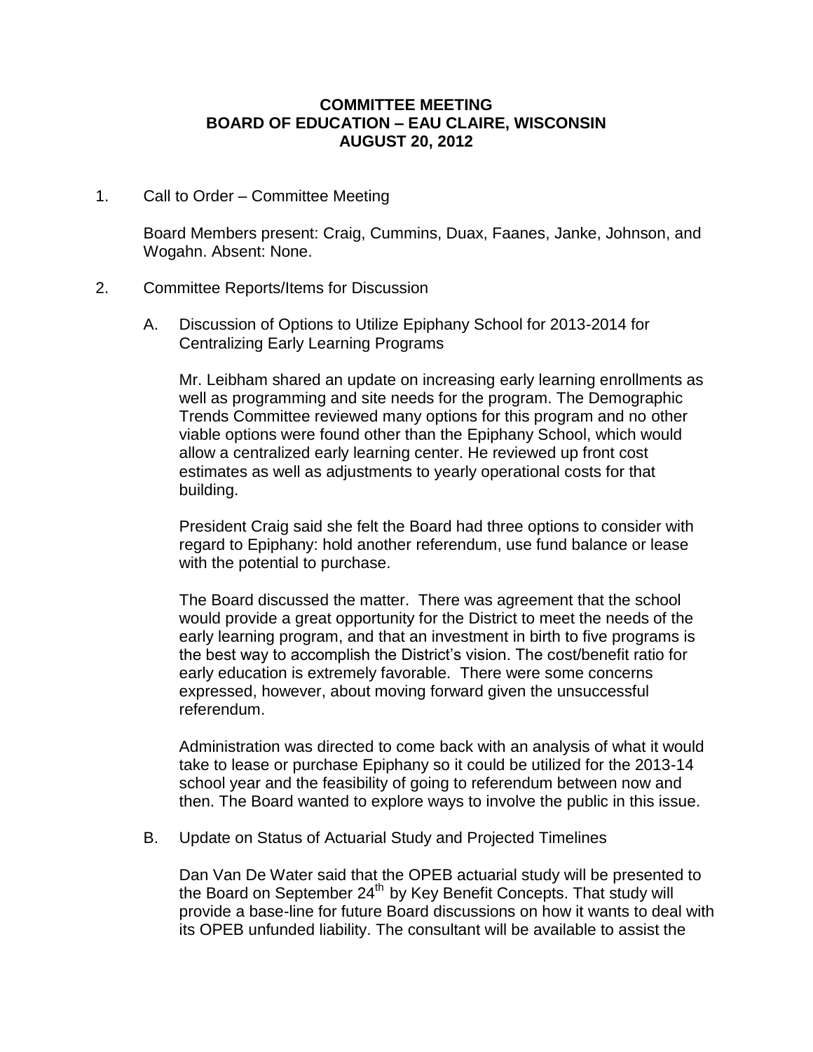**COMMITTEE MEETING**
**BOARD OF EDUCATION – EAU CLAIRE, WISCONSIN**
**AUGUST 20, 2012**

1. Call to Order – Committee Meeting

   Board Members present: Craig, Cummins, Duax, Faanes, Janke, Johnson, and Wogahn. Absent: None.

2. Committee Reports/Items for Discussion

   A. Discussion of Options to Utilize Epiphany School for 2013-2014 for Centralizing Early Learning Programs

      Mr. Leibham shared an update on increasing early learning enrollments as well as programming and site needs for the program. The Demographic Trends Committee reviewed many options for this program and no other viable options were found other than the Epiphany School, which would allow a centralized early learning center. He reviewed up front cost estimates as well as adjustments to yearly operational costs for that building.

      President Craig said she felt the Board had three options to consider with regard to Epiphany: hold another referendum, use fund balance or lease with the potential to purchase.

      The Board discussed the matter. There was agreement that the school would provide a great opportunity for the District to meet the needs of the early learning program, and that an investment in birth to five programs is the best way to accomplish the District's vision. The cost/benefit ratio for early education is extremely favorable. There were some concerns expressed, however, about moving forward given the unsuccessful referendum.

      Administration was directed to come back with an analysis of what it would take to lease or purchase Epiphany so it could be utilized for the 2013-14 school year and the feasibility of going to referendum between now and then. The Board wanted to explore ways to involve the public in this issue.

   B. Update on Status of Actuarial Study and Projected Timelines

      Dan Van De Water said that the OPEB actuarial study will be presented to the Board on September 24th by Key Benefit Concepts. That study will provide a base-line for future Board discussions on how it wants to deal with its OPEB unfunded liability. The consultant will be available to assist the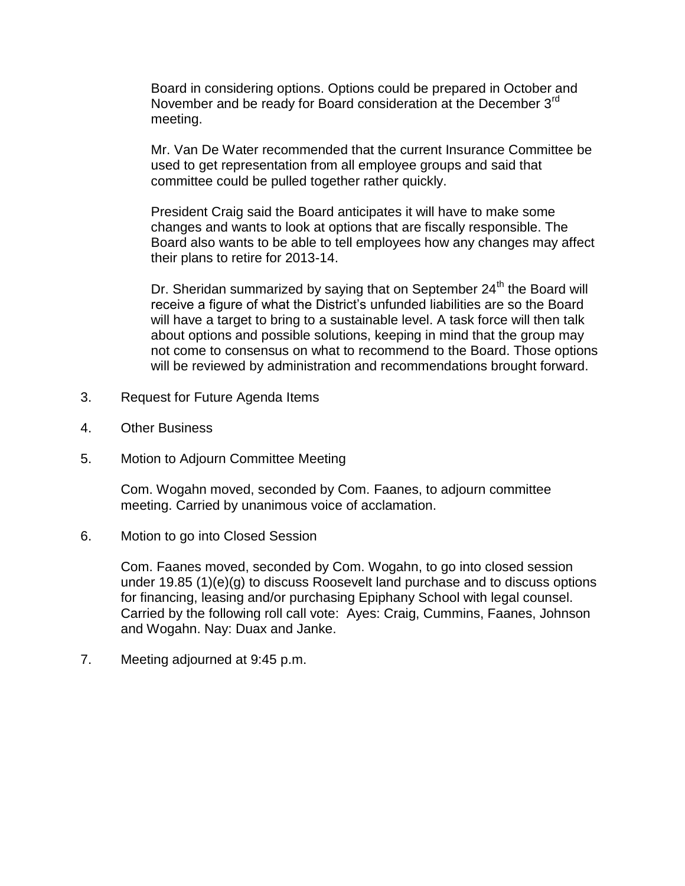Board in considering options. Options could be prepared in October and November and be ready for Board consideration at the December 3rd meeting.

Mr. Van De Water recommended that the current Insurance Committee be used to get representation from all employee groups and said that committee could be pulled together rather quickly.

President Craig said the Board anticipates it will have to make some changes and wants to look at options that are fiscally responsible. The Board also wants to be able to tell employees how any changes may affect their plans to retire for 2013-14.

Dr. Sheridan summarized by saying that on September 24th the Board will receive a figure of what the District's unfunded liabilities are so the Board will have a target to bring to a sustainable level. A task force will then talk about options and possible solutions, keeping in mind that the group may not come to consensus on what to recommend to the Board. Those options will be reviewed by administration and recommendations brought forward.

3. Request for Future Agenda Items

4. Other Business

5. Motion to Adjourn Committee Meeting

   Com. Wogahn moved, seconded by Com. Faanes, to adjourn committee meeting. Carried by unanimous voice of acclamation.

6. Motion to go into Closed Session

   Com. Faanes moved, seconded by Com. Wogahn, to go into closed session under 19.85 (1)(e)(g) to discuss Roosevelt land purchase and to discuss options for financing, leasing and/or purchasing Epiphany School with legal counsel. Carried by the following roll call vote: Ayes: Craig, Cummins, Faanes, Johnson and Wogahn. Nay: Duax and Janke.

7. Meeting adjourned at 9:45 p.m.